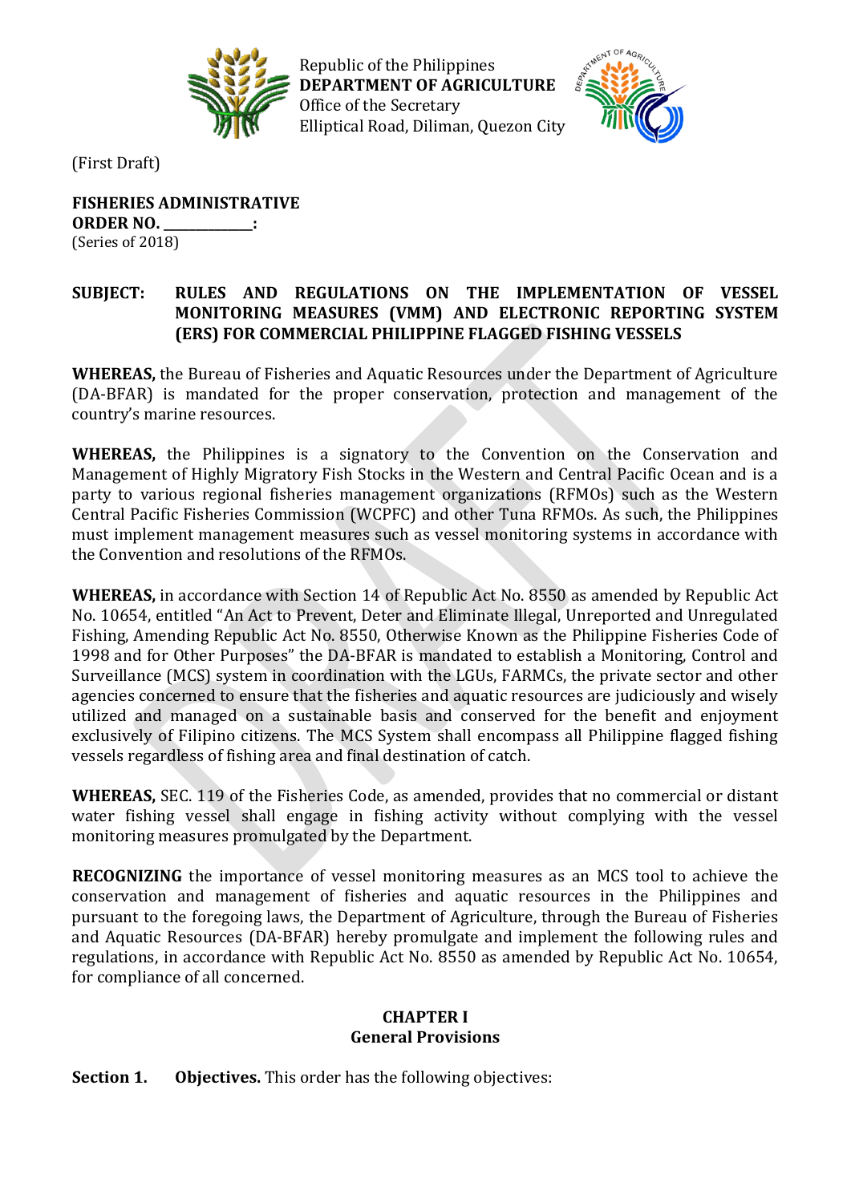Republic of the Philippines
**DEPARTMENT OF AGRICULTURE**
Office of the Secretary
Elliptical Road, Diliman, Quezon City

(First Draft)

**FISHERIES ADMINISTRATIVE ORDER NO. _____________:**
(Series of 2018)

**SUBJECT: RULES AND REGULATIONS ON THE IMPLEMENTATION OF VESSEL MONITORING MEASURES (VMM) AND ELECTRONIC REPORTING SYSTEM (ERS) FOR COMMERCIAL PHILIPPINE FLAGGED FISHING VESSELS**

**WHEREAS,** the Bureau of Fisheries and Aquatic Resources under the Department of Agriculture (DA-BFAR) is mandated for the proper conservation, protection and management of the country's marine resources.

**WHEREAS,** the Philippines is a signatory to the Convention on the Conservation and Management of Highly Migratory Fish Stocks in the Western and Central Pacific Ocean and is a party to various regional fisheries management organizations (RFMOs) such as the Western Central Pacific Fisheries Commission (WCPFC) and other Tuna RFMOs. As such, the Philippines must implement management measures such as vessel monitoring systems in accordance with the Convention and resolutions of the RFMOs.

**WHEREAS,** in accordance with Section 14 of Republic Act No. 8550 as amended by Republic Act No. 10654, entitled "An Act to Prevent, Deter and Eliminate Illegal, Unreported and Unregulated Fishing, Amending Republic Act No. 8550, Otherwise Known as the Philippine Fisheries Code of 1998 and for Other Purposes" the DA-BFAR is mandated to establish a Monitoring, Control and Surveillance (MCS) system in coordination with the LGUs, FARMCs, the private sector and other agencies concerned to ensure that the fisheries and aquatic resources are judiciously and wisely utilized and managed on a sustainable basis and conserved for the benefit and enjoyment exclusively of Filipino citizens. The MCS System shall encompass all Philippine flagged fishing vessels regardless of fishing area and final destination of catch.

**WHEREAS,** SEC. 119 of the Fisheries Code, as amended, provides that no commercial or distant water fishing vessel shall engage in fishing activity without complying with the vessel monitoring measures promulgated by the Department.

**RECOGNIZING** the importance of vessel monitoring measures as an MCS tool to achieve the conservation and management of fisheries and aquatic resources in the Philippines and pursuant to the foregoing laws, the Department of Agriculture, through the Bureau of Fisheries and Aquatic Resources (DA-BFAR) hereby promulgate and implement the following rules and regulations, in accordance with Republic Act No. 8550 as amended by Republic Act No. 10654, for compliance of all concerned.

## CHAPTER I
## General Provisions

**Section 1. Objectives.** This order has the following objectives: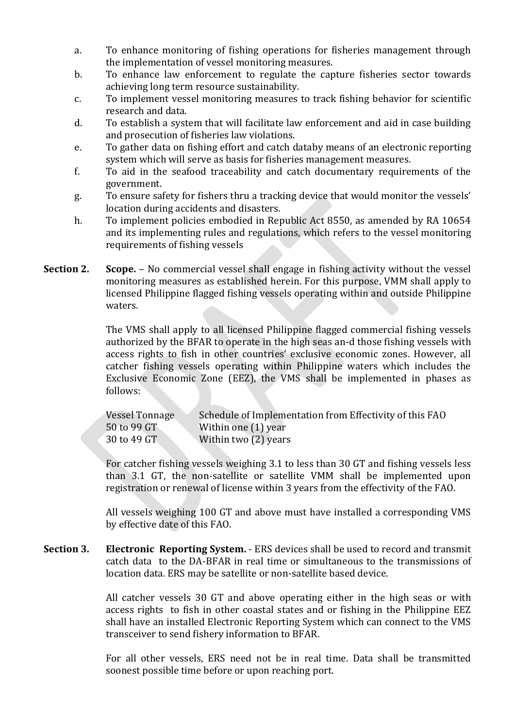a. To enhance monitoring of fishing operations for fisheries management through the implementation of vessel monitoring measures.
b. To enhance law enforcement to regulate the capture fisheries sector towards achieving long term resource sustainability.
c. To implement vessel monitoring measures to track fishing behavior for scientific research and data.
d. To establish a system that will facilitate law enforcement and aid in case building and prosecution of fisheries law violations.
e. To gather data on fishing effort and catch databy means of an electronic reporting system which will serve as basis for fisheries management measures.
f. To aid in the seafood traceability and catch documentary requirements of the government.
g. To ensure safety for fishers thru a tracking device that would monitor the vessels' location during accidents and disasters.
h. To implement policies embodied in Republic Act 8550, as amended by RA 10654 and its implementing rules and regulations, which refers to the vessel monitoring requirements of fishing vessels

**Section 2. Scope.** – No commercial vessel shall engage in fishing activity without the vessel monitoring measures as established herein. For this purpose, VMM shall apply to licensed Philippine flagged fishing vessels operating within and outside Philippine waters.

The VMS shall apply to all licensed Philippine flagged commercial fishing vessels authorized by the BFAR to operate in the high seas an-d those fishing vessels with access rights to fish in other countries' exclusive economic zones. However, all catcher fishing vessels operating within Philippine waters which includes the Exclusive Economic Zone (EEZ), the VMS shall be implemented in phases as follows:

| Vessel Tonnage | Schedule of Implementation from Effectivity of this FAO |
|---|---|
| 50 to 99 GT | Within one (1) year |
| 30 to 49 GT | Within two (2) years |

For catcher fishing vessels weighing 3.1 to less than 30 GT and fishing vessels less than 3.1 GT, the non-satellite or satellite VMM shall be implemented upon registration or renewal of license within 3 years from the effectivity of the FAO.

All vessels weighing 100 GT and above must have installed a corresponding VMS by effective date of this FAO.

**Section 3. Electronic Reporting System.** - ERS devices shall be used to record and transmit catch data to the DA-BFAR in real time or simultaneous to the transmissions of location data. ERS may be satellite or non-satellite based device.

All catcher vessels 30 GT and above operating either in the high seas or with access rights to fish in other coastal states and or fishing in the Philippine EEZ shall have an installed Electronic Reporting System which can connect to the VMS transceiver to send fishery information to BFAR.

For all other vessels, ERS need not be in real time. Data shall be transmitted soonest possible time before or upon reaching port.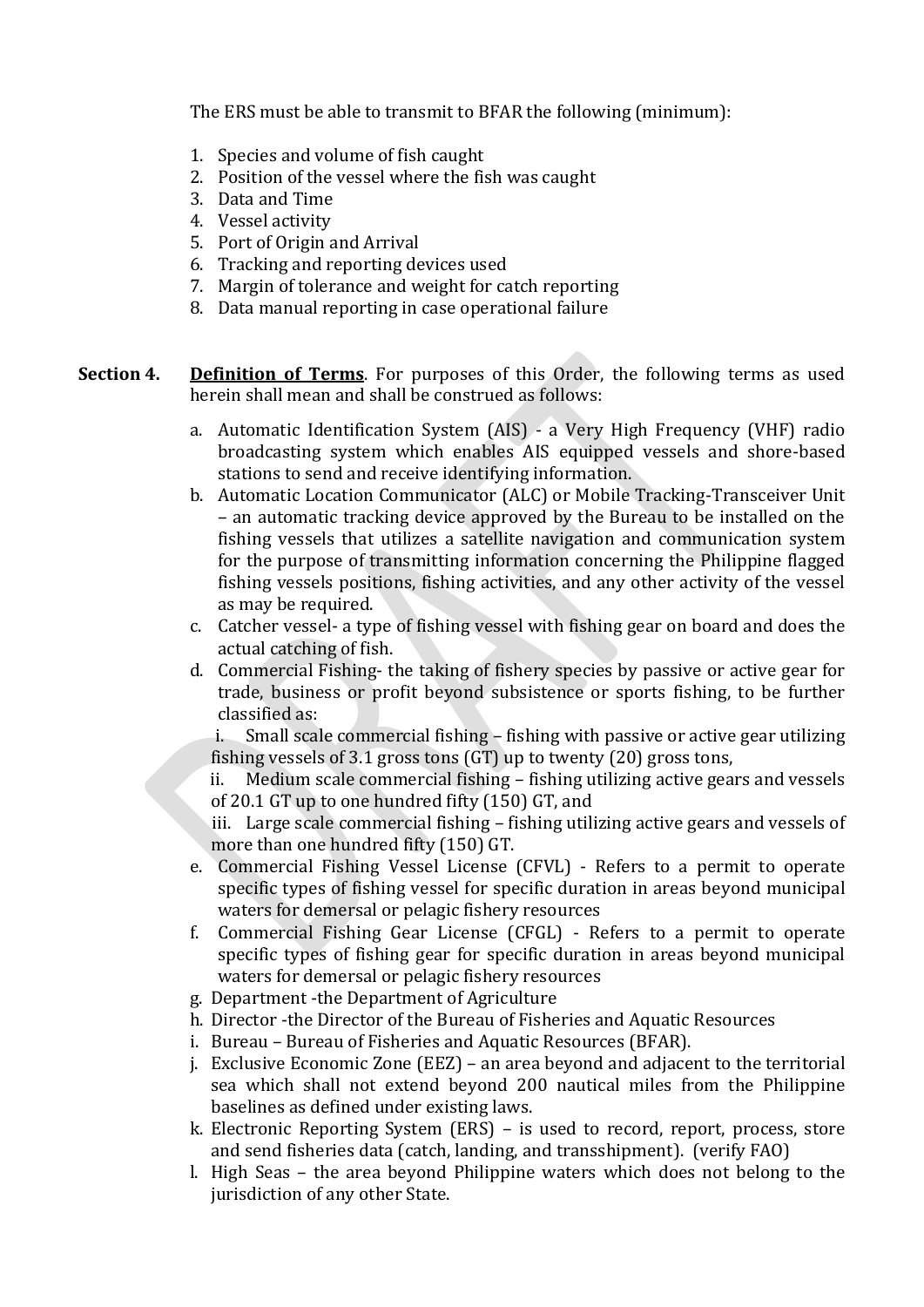The ERS must be able to transmit to BFAR the following (minimum):

1. Species and volume of fish caught
2. Position of the vessel where the fish was caught
3. Data and Time
4. Vessel activity
5. Port of Origin and Arrival
6. Tracking and reporting devices used
7. Margin of tolerance and weight for catch reporting
8. Data manual reporting in case operational failure

**Section 4.** **Definition of Terms**. For purposes of this Order, the following terms as used herein shall mean and shall be construed as follows:

a. Automatic Identification System (AIS) - a Very High Frequency (VHF) radio broadcasting system which enables AIS equipped vessels and shore-based stations to send and receive identifying information.
b. Automatic Location Communicator (ALC) or Mobile Tracking-Transceiver Unit – an automatic tracking device approved by the Bureau to be installed on the fishing vessels that utilizes a satellite navigation and communication system for the purpose of transmitting information concerning the Philippine flagged fishing vessels positions, fishing activities, and any other activity of the vessel as may be required.
c. Catcher vessel- a type of fishing vessel with fishing gear on board and does the actual catching of fish.
d. Commercial Fishing- the taking of fishery species by passive or active gear for trade, business or profit beyond subsistence or sports fishing, to be further classified as:
   i. Small scale commercial fishing – fishing with passive or active gear utilizing fishing vessels of 3.1 gross tons (GT) up to twenty (20) gross tons,
   ii. Medium scale commercial fishing – fishing utilizing active gears and vessels of 20.1 GT up to one hundred fifty (150) GT, and
   iii. Large scale commercial fishing – fishing utilizing active gears and vessels of more than one hundred fifty (150) GT.
e. Commercial Fishing Vessel License (CFVL) - Refers to a permit to operate specific types of fishing vessel for specific duration in areas beyond municipal waters for demersal or pelagic fishery resources
f. Commercial Fishing Gear License (CFGL) - Refers to a permit to operate specific types of fishing gear for specific duration in areas beyond municipal waters for demersal or pelagic fishery resources
g. Department -the Department of Agriculture
h. Director -the Director of the Bureau of Fisheries and Aquatic Resources
i. Bureau – Bureau of Fisheries and Aquatic Resources (BFAR).
j. Exclusive Economic Zone (EEZ) – an area beyond and adjacent to the territorial sea which shall not extend beyond 200 nautical miles from the Philippine baselines as defined under existing laws.
k. Electronic Reporting System (ERS) – is used to record, report, process, store and send fisheries data (catch, landing, and transshipment). (verify FAO)
l. High Seas – the area beyond Philippine waters which does not belong to the jurisdiction of any other State.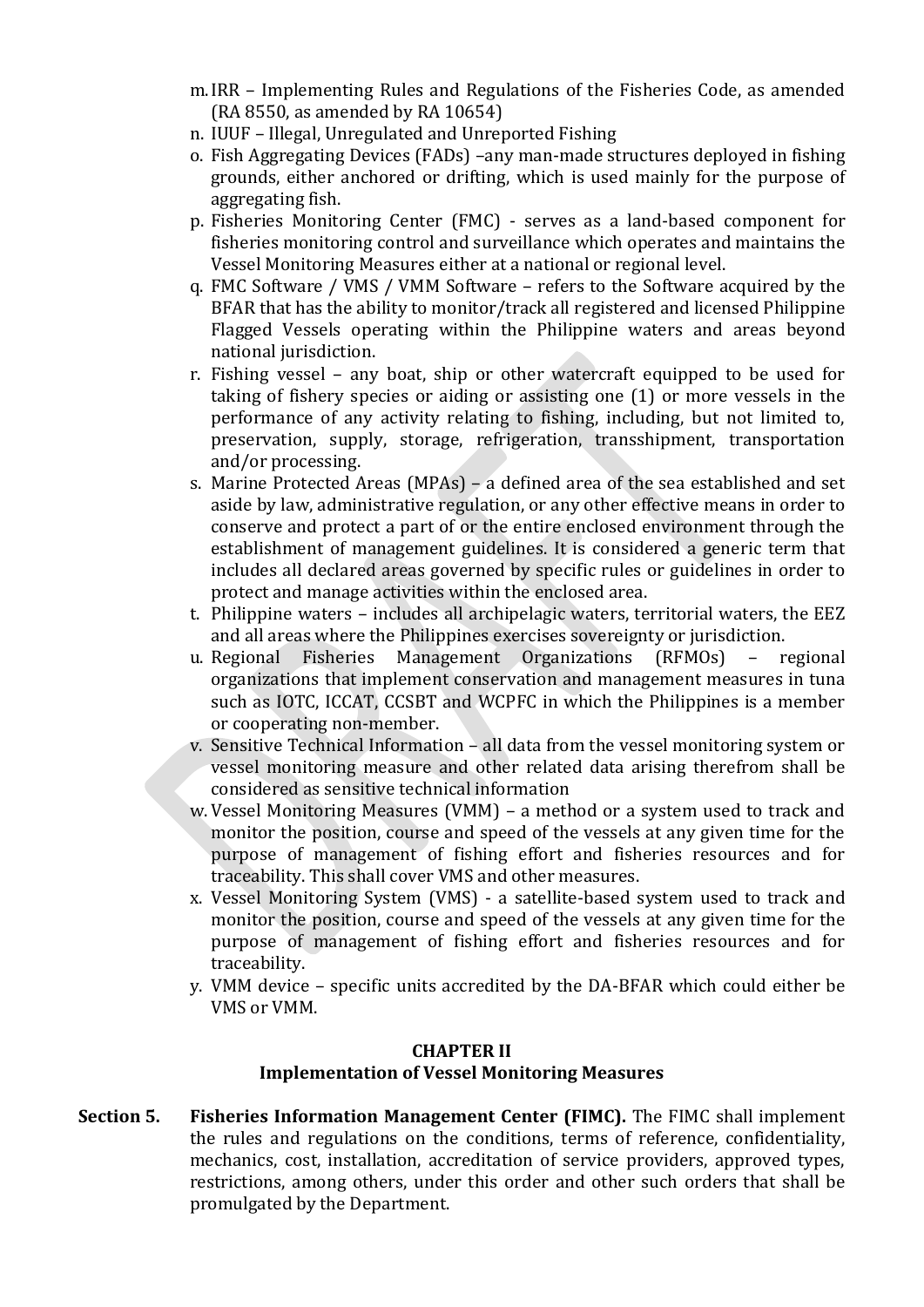m. IRR – Implementing Rules and Regulations of the Fisheries Code, as amended (RA 8550, as amended by RA 10654)
n. IUUF – Illegal, Unregulated and Unreported Fishing
o. Fish Aggregating Devices (FADs) –any man-made structures deployed in fishing grounds, either anchored or drifting, which is used mainly for the purpose of aggregating fish.
p. Fisheries Monitoring Center (FMC) - serves as a land-based component for fisheries monitoring control and surveillance which operates and maintains the Vessel Monitoring Measures either at a national or regional level.
q. FMC Software / VMS / VMM Software – refers to the Software acquired by the BFAR that has the ability to monitor/track all registered and licensed Philippine Flagged Vessels operating within the Philippine waters and areas beyond national jurisdiction.
r. Fishing vessel – any boat, ship or other watercraft equipped to be used for taking of fishery species or aiding or assisting one (1) or more vessels in the performance of any activity relating to fishing, including, but not limited to, preservation, supply, storage, refrigeration, transshipment, transportation and/or processing.
s. Marine Protected Areas (MPAs) – a defined area of the sea established and set aside by law, administrative regulation, or any other effective means in order to conserve and protect a part of or the entire enclosed environment through the establishment of management guidelines. It is considered a generic term that includes all declared areas governed by specific rules or guidelines in order to protect and manage activities within the enclosed area.
t. Philippine waters – includes all archipelagic waters, territorial waters, the EEZ and all areas where the Philippines exercises sovereignty or jurisdiction.
u. Regional Fisheries Management Organizations (RFMOs) – regional organizations that implement conservation and management measures in tuna such as IOTC, ICCAT, CCSBT and WCPFC in which the Philippines is a member or cooperating non-member.
v. Sensitive Technical Information – all data from the vessel monitoring system or vessel monitoring measure and other related data arising therefrom shall be considered as sensitive technical information
w. Vessel Monitoring Measures (VMM) – a method or a system used to track and monitor the position, course and speed of the vessels at any given time for the purpose of management of fishing effort and fisheries resources and for traceability. This shall cover VMS and other measures.
x. Vessel Monitoring System (VMS) - a satellite-based system used to track and monitor the position, course and speed of the vessels at any given time for the purpose of management of fishing effort and fisheries resources and for traceability.
y. VMM device – specific units accredited by the DA-BFAR which could either be VMS or VMM.

## CHAPTER II
## Implementation of Vessel Monitoring Measures

**Section 5. Fisheries Information Management Center (FIMC).** The FIMC shall implement the rules and regulations on the conditions, terms of reference, confidentiality, mechanics, cost, installation, accreditation of service providers, approved types, restrictions, among others, under this order and other such orders that shall be promulgated by the Department.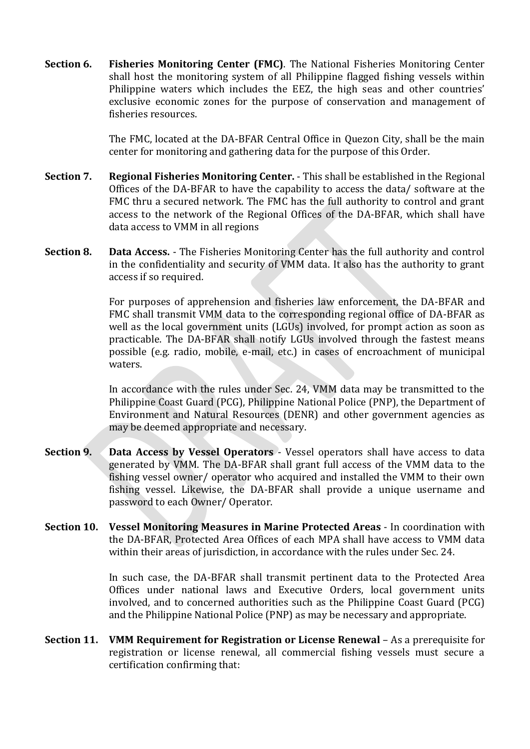**Section 6. Fisheries Monitoring Center (FMC)**. The National Fisheries Monitoring Center shall host the monitoring system of all Philippine flagged fishing vessels within Philippine waters which includes the EEZ, the high seas and other countries' exclusive economic zones for the purpose of conservation and management of fisheries resources.

The FMC, located at the DA-BFAR Central Office in Quezon City, shall be the main center for monitoring and gathering data for the purpose of this Order.

**Section 7. Regional Fisheries Monitoring Center.** - This shall be established in the Regional Offices of the DA-BFAR to have the capability to access the data/ software at the FMC thru a secured network. The FMC has the full authority to control and grant access to the network of the Regional Offices of the DA-BFAR, which shall have data access to VMM in all regions

**Section 8. Data Access.** - The Fisheries Monitoring Center has the full authority and control in the confidentiality and security of VMM data. It also has the authority to grant access if so required.

For purposes of apprehension and fisheries law enforcement, the DA-BFAR and FMC shall transmit VMM data to the corresponding regional office of DA-BFAR as well as the local government units (LGUs) involved, for prompt action as soon as practicable. The DA-BFAR shall notify LGUs involved through the fastest means possible (e.g. radio, mobile, e-mail, etc.) in cases of encroachment of municipal waters.

In accordance with the rules under Sec. 24, VMM data may be transmitted to the Philippine Coast Guard (PCG), Philippine National Police (PNP), the Department of Environment and Natural Resources (DENR) and other government agencies as may be deemed appropriate and necessary.

**Section 9. Data Access by Vessel Operators** - Vessel operators shall have access to data generated by VMM. The DA-BFAR shall grant full access of the VMM data to the fishing vessel owner/ operator who acquired and installed the VMM to their own fishing vessel. Likewise, the DA-BFAR shall provide a unique username and password to each Owner/ Operator.

**Section 10. Vessel Monitoring Measures in Marine Protected Areas** - In coordination with the DA-BFAR, Protected Area Offices of each MPA shall have access to VMM data within their areas of jurisdiction, in accordance with the rules under Sec. 24.

In such case, the DA-BFAR shall transmit pertinent data to the Protected Area Offices under national laws and Executive Orders, local government units involved, and to concerned authorities such as the Philippine Coast Guard (PCG) and the Philippine National Police (PNP) as may be necessary and appropriate.

**Section 11. VMM Requirement for Registration or License Renewal** – As a prerequisite for registration or license renewal, all commercial fishing vessels must secure a certification confirming that: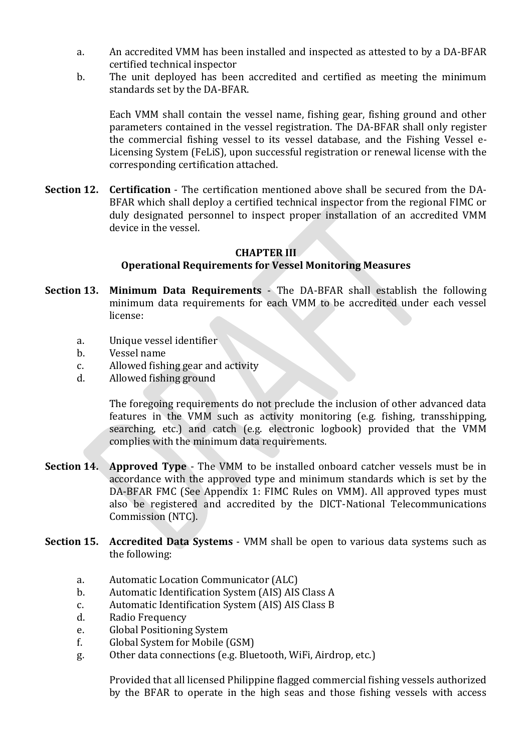a. An accredited VMM has been installed and inspected as attested to by a DA-BFAR certified technical inspector
b. The unit deployed has been accredited and certified as meeting the minimum standards set by the DA-BFAR.

Each VMM shall contain the vessel name, fishing gear, fishing ground and other parameters contained in the vessel registration. The DA-BFAR shall only register the commercial fishing vessel to its vessel database, and the Fishing Vessel e-Licensing System (FeLiS), upon successful registration or renewal license with the corresponding certification attached.

**Section 12. Certification** - The certification mentioned above shall be secured from the DA-BFAR which shall deploy a certified technical inspector from the regional FIMC or duly designated personnel to inspect proper installation of an accredited VMM device in the vessel.

## CHAPTER III
## Operational Requirements for Vessel Monitoring Measures

**Section 13. Minimum Data Requirements** - The DA-BFAR shall establish the following minimum data requirements for each VMM to be accredited under each vessel license:

a. Unique vessel identifier
b. Vessel name
c. Allowed fishing gear and activity
d. Allowed fishing ground

The foregoing requirements do not preclude the inclusion of other advanced data features in the VMM such as activity monitoring (e.g. fishing, transshipping, searching, etc.) and catch (e.g. electronic logbook) provided that the VMM complies with the minimum data requirements.

**Section 14. Approved Type** - The VMM to be installed onboard catcher vessels must be in accordance with the approved type and minimum standards which is set by the DA-BFAR FMC (See Appendix 1: FIMC Rules on VMM). All approved types must also be registered and accredited by the DICT-National Telecommunications Commission (NTC).

**Section 15. Accredited Data Systems** - VMM shall be open to various data systems such as the following:

a. Automatic Location Communicator (ALC)
b. Automatic Identification System (AIS) AIS Class A
c. Automatic Identification System (AIS) AIS Class B
d. Radio Frequency
e. Global Positioning System
f. Global System for Mobile (GSM)
g. Other data connections (e.g. Bluetooth, WiFi, Airdrop, etc.)

Provided that all licensed Philippine flagged commercial fishing vessels authorized by the BFAR to operate in the high seas and those fishing vessels with access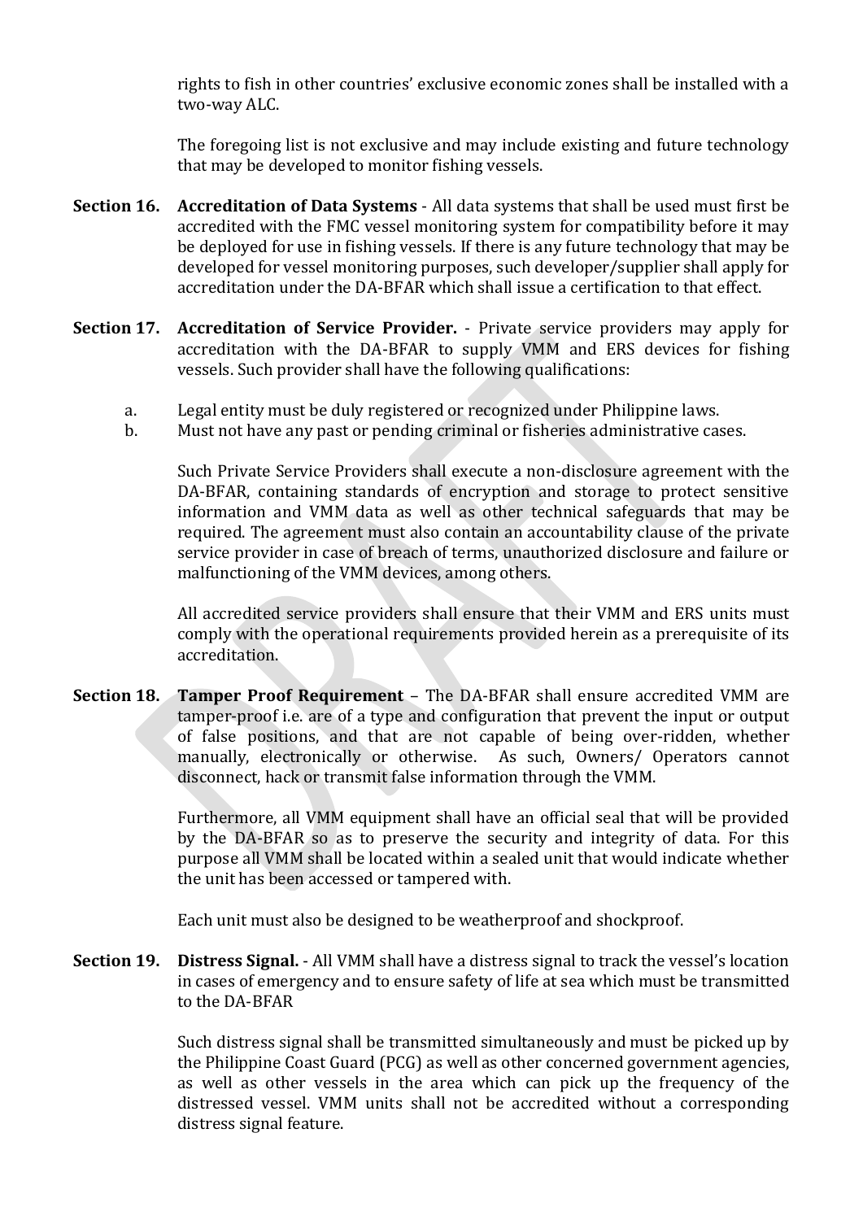rights to fish in other countries' exclusive economic zones shall be installed with a two-way ALC.

The foregoing list is not exclusive and may include existing and future technology that may be developed to monitor fishing vessels.

**Section 16. Accreditation of Data Systems** - All data systems that shall be used must first be accredited with the FMC vessel monitoring system for compatibility before it may be deployed for use in fishing vessels. If there is any future technology that may be developed for vessel monitoring purposes, such developer/supplier shall apply for accreditation under the DA-BFAR which shall issue a certification to that effect.

**Section 17. Accreditation of Service Provider.** - Private service providers may apply for accreditation with the DA-BFAR to supply VMM and ERS devices for fishing vessels. Such provider shall have the following qualifications:

a. Legal entity must be duly registered or recognized under Philippine laws.
b. Must not have any past or pending criminal or fisheries administrative cases.

Such Private Service Providers shall execute a non-disclosure agreement with the DA-BFAR, containing standards of encryption and storage to protect sensitive information and VMM data as well as other technical safeguards that may be required. The agreement must also contain an accountability clause of the private service provider in case of breach of terms, unauthorized disclosure and failure or malfunctioning of the VMM devices, among others.

All accredited service providers shall ensure that their VMM and ERS units must comply with the operational requirements provided herein as a prerequisite of its accreditation.

**Section 18. Tamper Proof Requirement** – The DA-BFAR shall ensure accredited VMM are tamper-proof i.e. are of a type and configuration that prevent the input or output of false positions, and that are not capable of being over-ridden, whether manually, electronically or otherwise. As such, Owners/ Operators cannot disconnect, hack or transmit false information through the VMM.

Furthermore, all VMM equipment shall have an official seal that will be provided by the DA-BFAR so as to preserve the security and integrity of data. For this purpose all VMM shall be located within a sealed unit that would indicate whether the unit has been accessed or tampered with.

Each unit must also be designed to be weatherproof and shockproof.

**Section 19. Distress Signal.** - All VMM shall have a distress signal to track the vessel's location in cases of emergency and to ensure safety of life at sea which must be transmitted to the DA-BFAR

Such distress signal shall be transmitted simultaneously and must be picked up by the Philippine Coast Guard (PCG) as well as other concerned government agencies, as well as other vessels in the area which can pick up the frequency of the distressed vessel. VMM units shall not be accredited without a corresponding distress signal feature.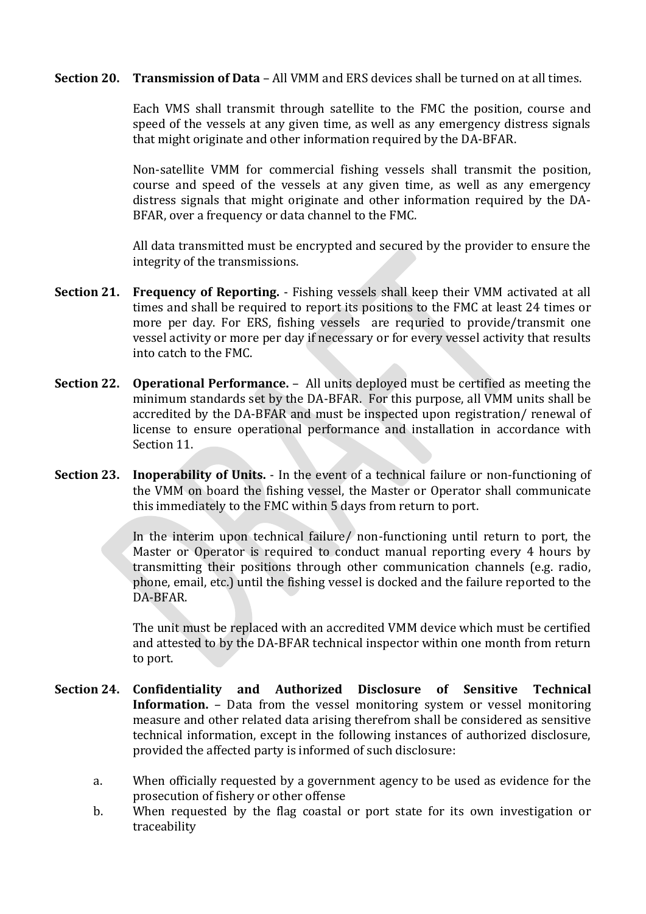**Section 20. Transmission of Data** – All VMM and ERS devices shall be turned on at all times.

Each VMS shall transmit through satellite to the FMC the position, course and speed of the vessels at any given time, as well as any emergency distress signals that might originate and other information required by the DA-BFAR.

Non-satellite VMM for commercial fishing vessels shall transmit the position, course and speed of the vessels at any given time, as well as any emergency distress signals that might originate and other information required by the DA-BFAR, over a frequency or data channel to the FMC.

All data transmitted must be encrypted and secured by the provider to ensure the integrity of the transmissions.

**Section 21. Frequency of Reporting.** - Fishing vessels shall keep their VMM activated at all times and shall be required to report its positions to the FMC at least 24 times or more per day. For ERS, fishing vessels are requried to provide/transmit one vessel activity or more per day if necessary or for every vessel activity that results into catch to the FMC.

**Section 22. Operational Performance.** – All units deployed must be certified as meeting the minimum standards set by the DA-BFAR. For this purpose, all VMM units shall be accredited by the DA-BFAR and must be inspected upon registration/ renewal of license to ensure operational performance and installation in accordance with Section 11.

**Section 23. Inoperability of Units.** - In the event of a technical failure or non-functioning of the VMM on board the fishing vessel, the Master or Operator shall communicate this immediately to the FMC within 5 days from return to port.

In the interim upon technical failure/ non-functioning until return to port, the Master or Operator is required to conduct manual reporting every 4 hours by transmitting their positions through other communication channels (e.g. radio, phone, email, etc.) until the fishing vessel is docked and the failure reported to the DA-BFAR.

The unit must be replaced with an accredited VMM device which must be certified and attested to by the DA-BFAR technical inspector within one month from return to port.

**Section 24. Confidentiality and Authorized Disclosure of Sensitive Technical Information.** – Data from the vessel monitoring system or vessel monitoring measure and other related data arising therefrom shall be considered as sensitive technical information, except in the following instances of authorized disclosure, provided the affected party is informed of such disclosure:

a. When officially requested by a government agency to be used as evidence for the prosecution of fishery or other offense
b. When requested by the flag coastal or port state for its own investigation or traceability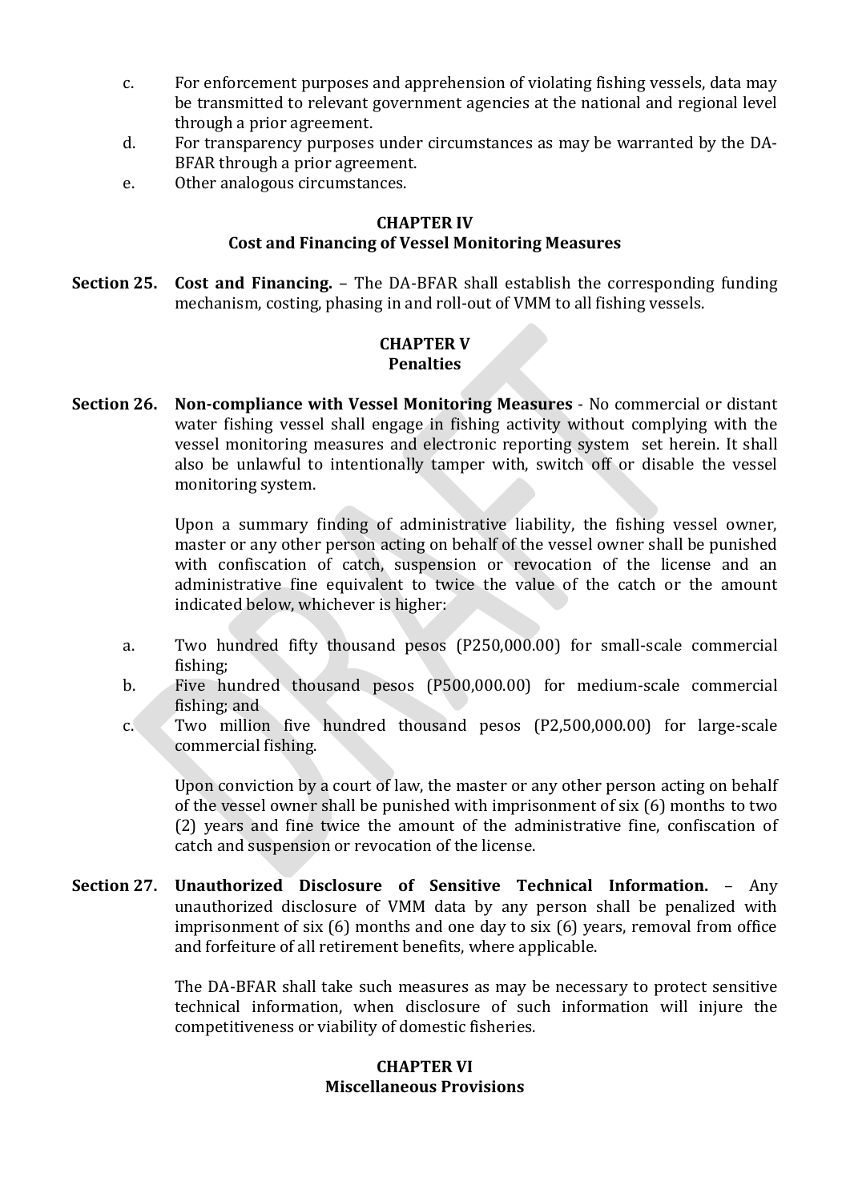c. For enforcement purposes and apprehension of violating fishing vessels, data may be transmitted to relevant government agencies at the national and regional level through a prior agreement.

d. For transparency purposes under circumstances as may be warranted by the DA-BFAR through a prior agreement.

e. Other analogous circumstances.

## CHAPTER IV
## Cost and Financing of Vessel Monitoring Measures

**Section 25. Cost and Financing.** – The DA-BFAR shall establish the corresponding funding mechanism, costing, phasing in and roll-out of VMM to all fishing vessels.

## CHAPTER V
## Penalties

**Section 26. Non-compliance with Vessel Monitoring Measures** - No commercial or distant water fishing vessel shall engage in fishing activity without complying with the vessel monitoring measures and electronic reporting system set herein. It shall also be unlawful to intentionally tamper with, switch off or disable the vessel monitoring system.

Upon a summary finding of administrative liability, the fishing vessel owner, master or any other person acting on behalf of the vessel owner shall be punished with confiscation of catch, suspension or revocation of the license and an administrative fine equivalent to twice the value of the catch or the amount indicated below, whichever is higher:

a. Two hundred fifty thousand pesos (P250,000.00) for small-scale commercial fishing;

b. Five hundred thousand pesos (P500,000.00) for medium-scale commercial fishing; and

c. Two million five hundred thousand pesos (P2,500,000.00) for large-scale commercial fishing.

Upon conviction by a court of law, the master or any other person acting on behalf of the vessel owner shall be punished with imprisonment of six (6) months to two (2) years and fine twice the amount of the administrative fine, confiscation of catch and suspension or revocation of the license.

**Section 27. Unauthorized Disclosure of Sensitive Technical Information.** – Any unauthorized disclosure of VMM data by any person shall be penalized with imprisonment of six (6) months and one day to six (6) years, removal from office and forfeiture of all retirement benefits, where applicable.

The DA-BFAR shall take such measures as may be necessary to protect sensitive technical information, when disclosure of such information will injure the competitiveness or viability of domestic fisheries.

## CHAPTER VI
## Miscellaneous Provisions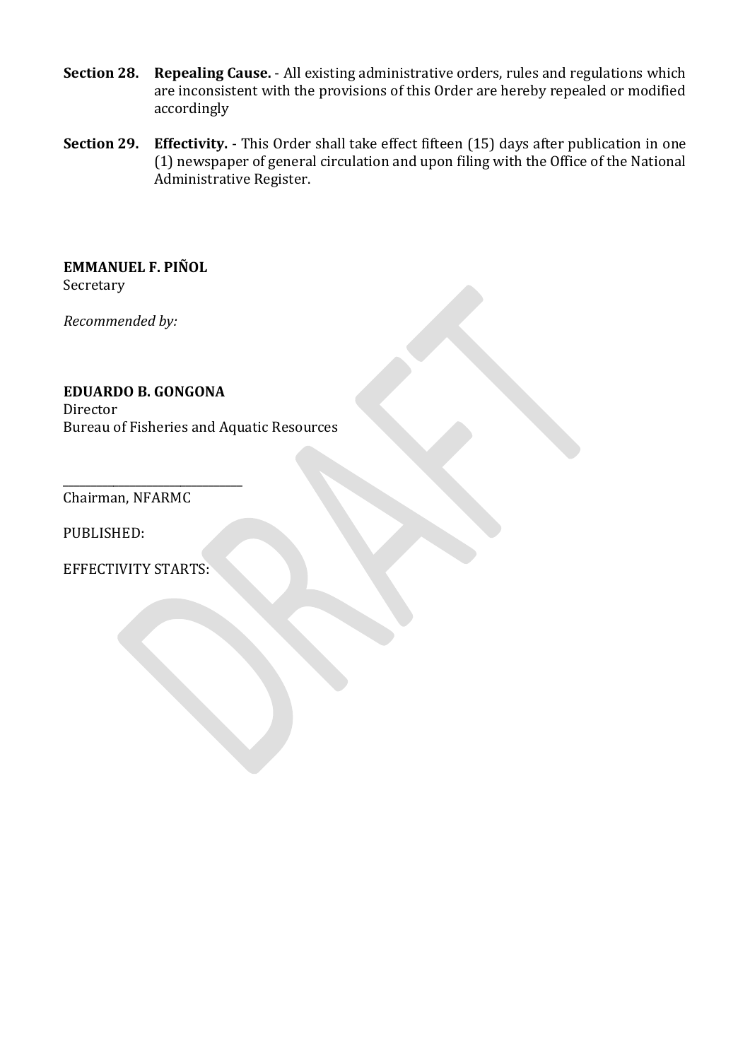**Section 28. Repealing Cause.** - All existing administrative orders, rules and regulations which are inconsistent with the provisions of this Order are hereby repealed or modified accordingly

**Section 29. Effectivity.** - This Order shall take effect fifteen (15) days after publication in one (1) newspaper of general circulation and upon filing with the Office of the National Administrative Register.

**EMMANUEL F. PIÑOL**
Secretary

*Recommended by:*

**EDUARDO B. GONGONA**
Director
Bureau of Fisheries and Aquatic Resources

______________________________
Chairman, NFARMC

PUBLISHED:

EFFECTIVITY STARTS: